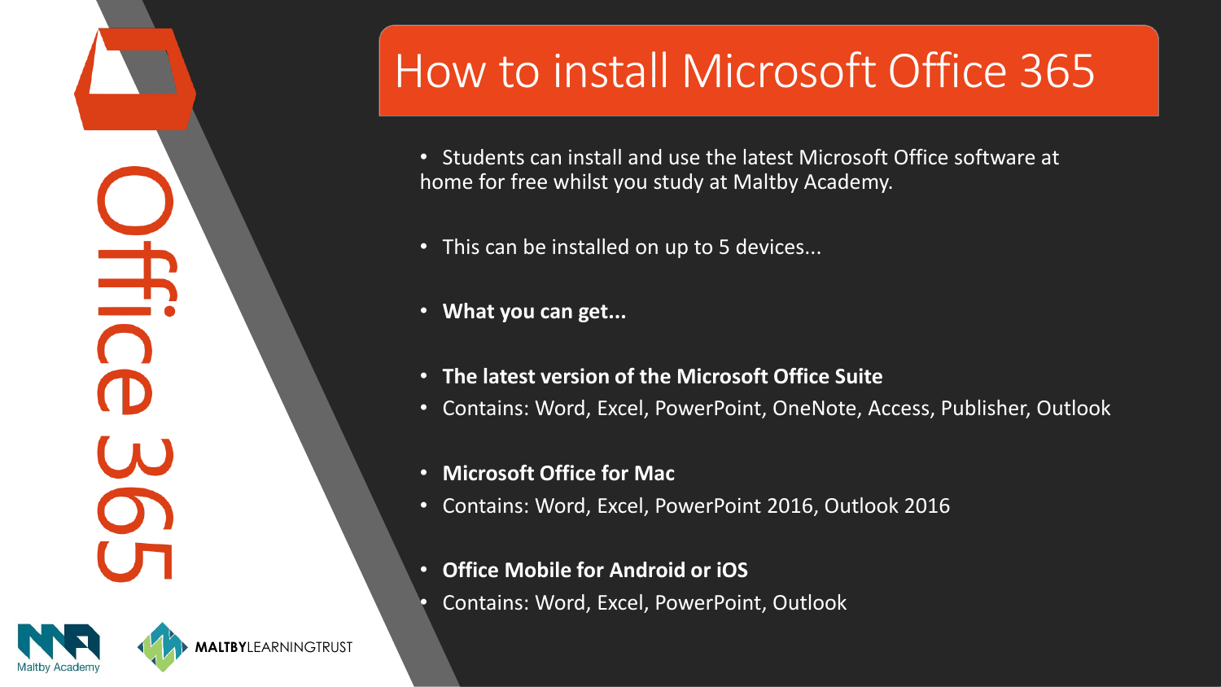# How to install Microsoft Office 365

- Students can install and use the latest Microsoft Office software at home for free whilst you study at Maltby Academy.
- This can be installed on up to 5 devices...
- **What you can get...**
- **The latest version of the Microsoft Office Suite**
- Contains: Word, Excel, PowerPoint, OneNote, Access, Publisher, Outlook
- **Microsoft Office for Mac**
- Contains: Word, Excel, PowerPoint 2016, Outlook 2016
- **Office Mobile for Android or iOS**
- Contains: Word, Excel, PowerPoint, Outlook

Office 365

Maltby Academy

MALTBYLEARNINGTRUST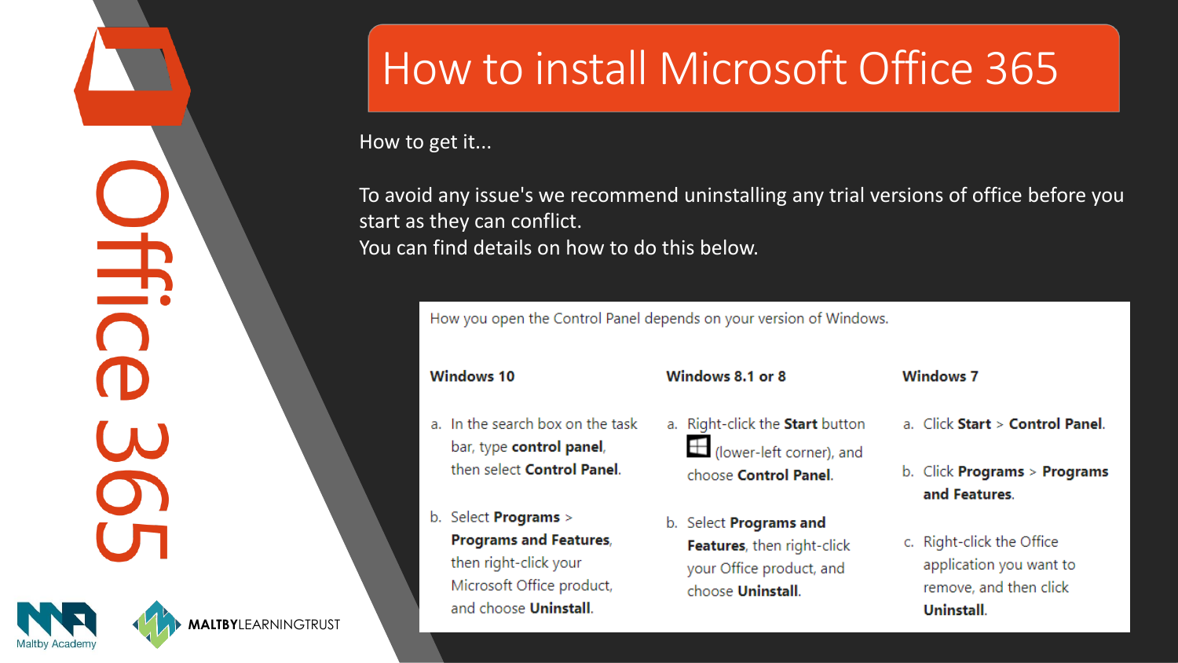# How to install Microsoft Office 365

How to get it...

To avoid any issue's we recommend uninstalling any trial versions of office before you start as they can conflict.
You can find details on how to do this below.

How you open the Control Panel depends on your version of Windows.

**Windows 10**

a. In the search box on the task bar, type **control panel**, then select **Control Panel**.

b. Select **Programs** > **Programs and Features**, then right-click your Microsoft Office product, and choose **Uninstall**.

**Windows 8.1 or 8**

a. Right-click the **Start** button (lower-left corner), and choose **Control Panel**.

b. Select **Programs and Features**, then right-click your Office product, and choose **Uninstall**.

**Windows 7**

a. Click **Start** > **Control Panel**.

b. Click **Programs** > **Programs and Features**.

c. Right-click the Office application you want to remove, and then click **Uninstall**.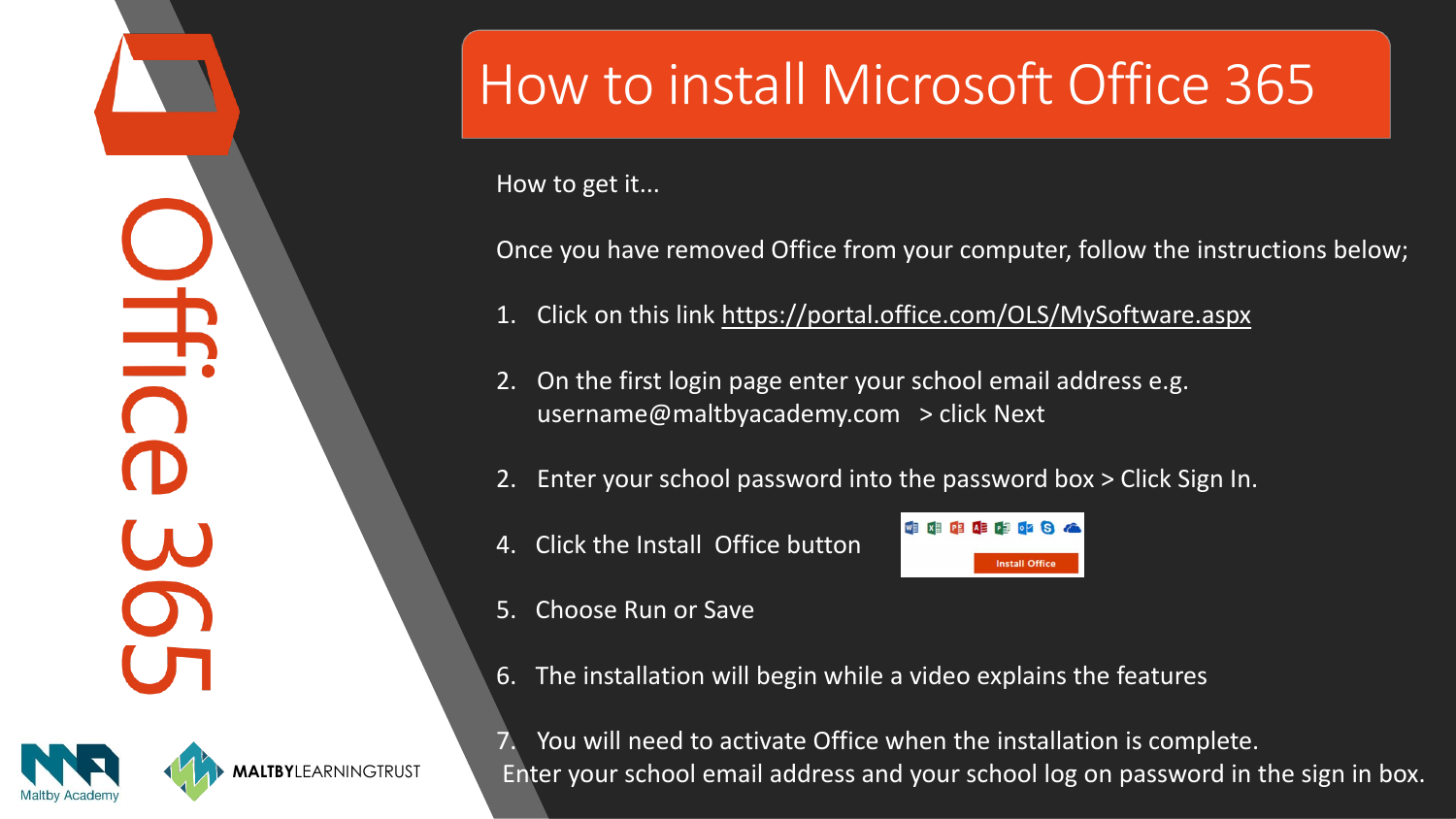# How to install Microsoft Office 365

How to get it...

Once you have removed Office from your computer, follow the instructions below;

1. Click on this link https://portal.office.com/OLS/MySoftware.aspx
2. On the first login page enter your school email address e.g. username@maltbyacademy.com > click Next
2. Enter your school password into the password box > Click Sign In.
4. Click the Install Office button
5. Choose Run or Save
6. The installation will begin while a video explains the features
7. You will need to activate Office when the installation is complete.

Enter your school email address and your school log on password in the sign in box.

Office 365

Maltby Academy

MALTBYLEARNINGTRUST